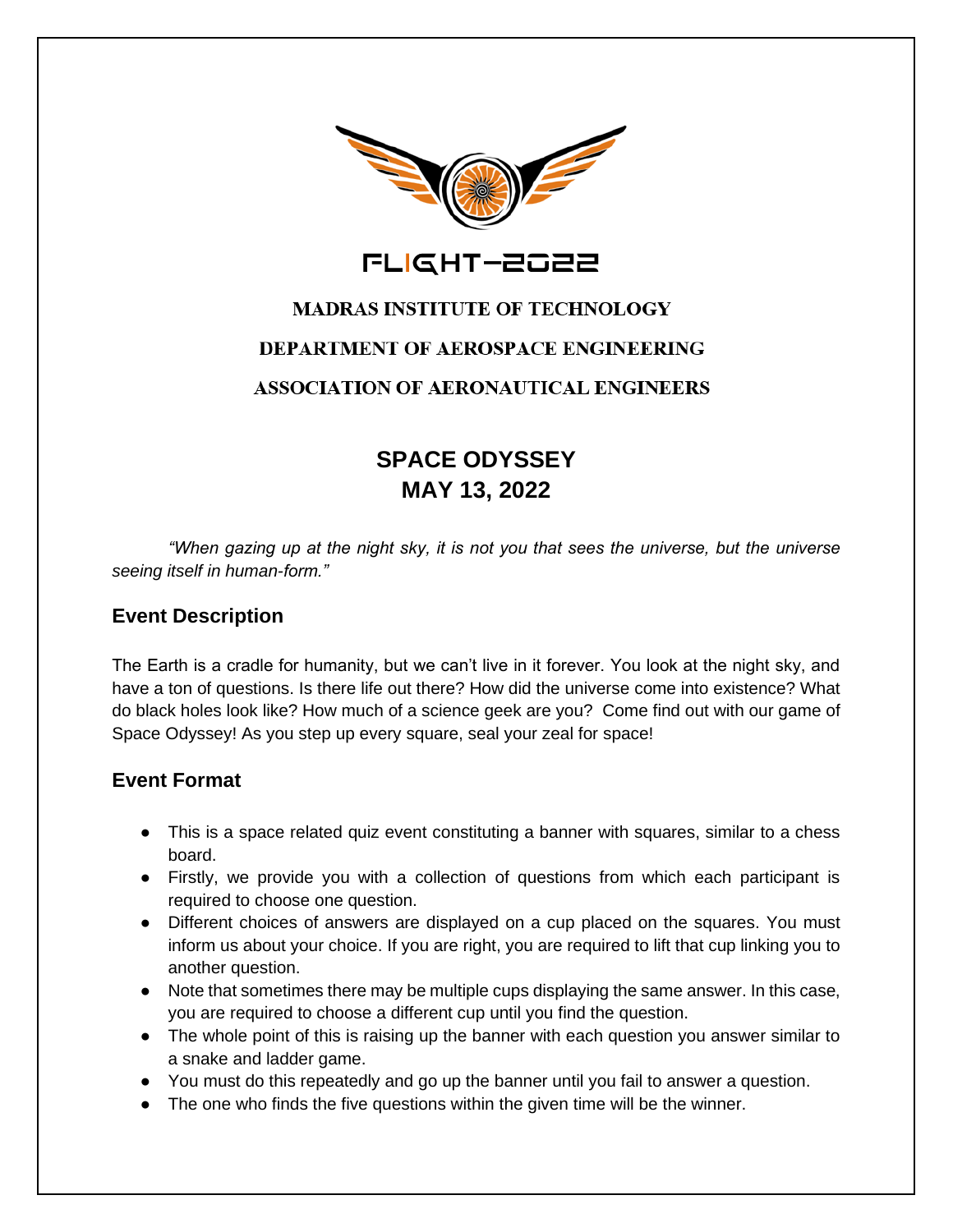FLIGHT-2022

**MADRAS INSTITUTE OF TECHNOLOGY**

**DEPARTMENT OF AEROSPACE ENGINEERING**

**ASSOCIATION OF AERONAUTICAL ENGINEERS**

# SPACE ODYSSEY
# MAY 13, 2022

*"When gazing up at the night sky, it is not you that sees the universe, but the universe seeing itself in human-form."*

## Event Description

The Earth is a cradle for humanity, but we can't live in it forever. You look at the night sky, and have a ton of questions. Is there life out there? How did the universe come into existence? What do black holes look like? How much of a science geek are you? Come find out with our game of Space Odyssey! As you step up every square, seal your zeal for space!

## Event Format

- This is a space related quiz event constituting a banner with squares, similar to a chess board.
- Firstly, we provide you with a collection of questions from which each participant is required to choose one question.
- Different choices of answers are displayed on a cup placed on the squares. You must inform us about your choice. If you are right, you are required to lift that cup linking you to another question.
- Note that sometimes there may be multiple cups displaying the same answer. In this case, you are required to choose a different cup until you find the question.
- The whole point of this is raising up the banner with each question you answer similar to a snake and ladder game.
- You must do this repeatedly and go up the banner until you fail to answer a question.
- The one who finds the five questions within the given time will be the winner.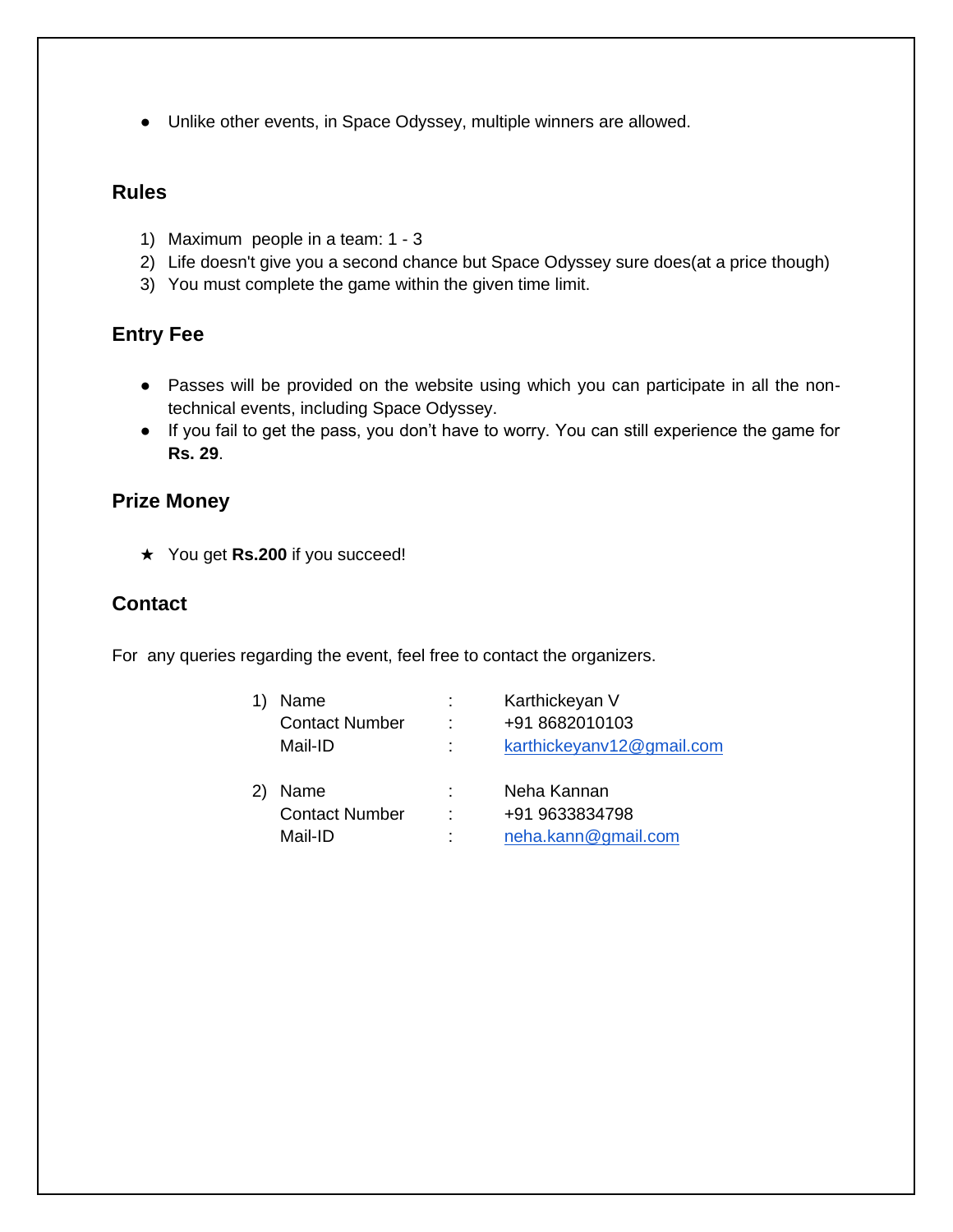- Unlike other events, in Space Odyssey, multiple winners are allowed.

## Rules

1) Maximum people in a team: 1 - 3
2) Life doesn't give you a second chance but Space Odyssey sure does(at a price though)
3) You must complete the game within the given time limit.

## Entry Fee

- Passes will be provided on the website using which you can participate in all the non-technical events, including Space Odyssey.
- If you fail to get the pass, you don't have to worry. You can still experience the game for **Rs. 29**.

## Prize Money

★ You get **Rs.200** if you succeed!

## Contact

For any queries regarding the event, feel free to contact the organizers.

1) Name : Karthickeyan V
   Contact Number : +91 8682010103
   Mail-ID : karthickeyanv12@gmail.com

2) Name : Neha Kannan
   Contact Number : +91 9633834798
   Mail-ID : neha.kann@gmail.com